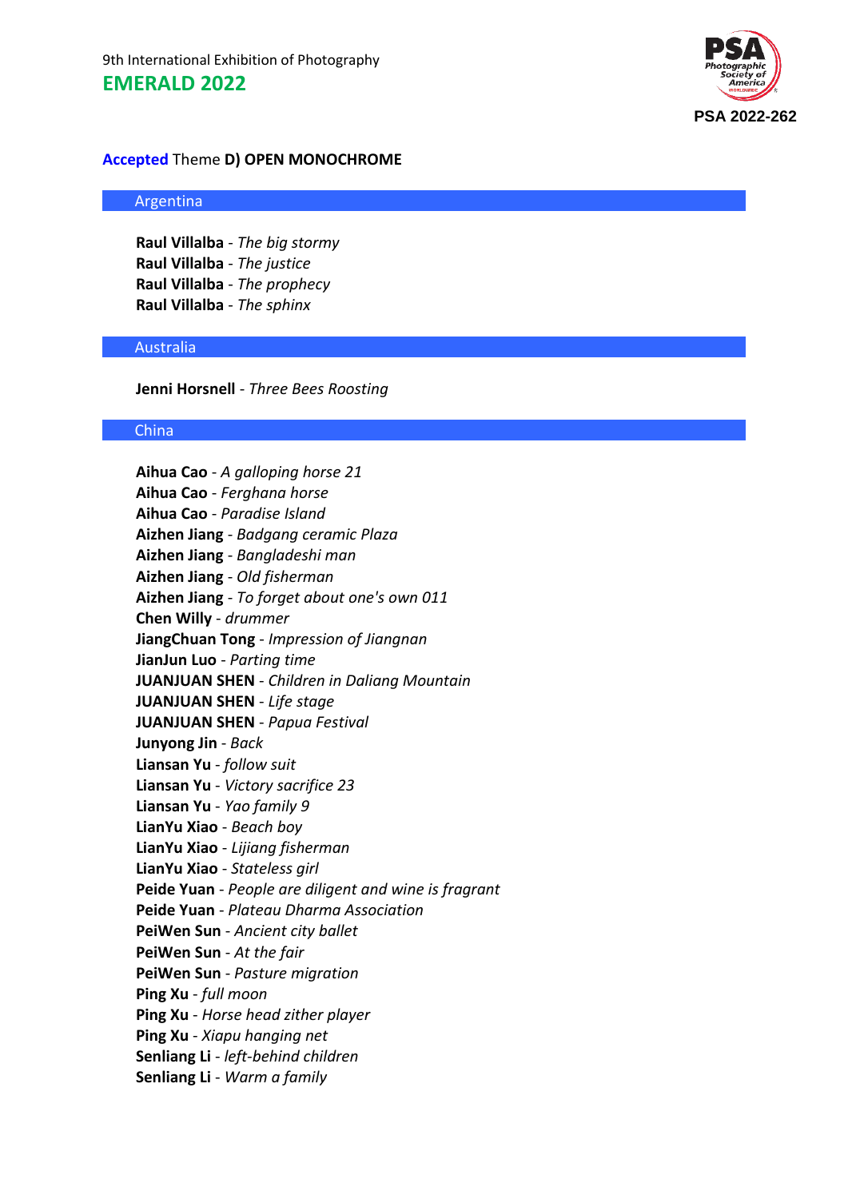9th International Exhibition of Photography

# EMERALD 2022

PSA 2022-262

## Accepted Theme D) OPEN MONOCHROME

### Argentina

**Raul Villalba** - *The big stormy*
**Raul Villalba** - *The justice*
**Raul Villalba** - *The prophecy*
**Raul Villalba** - *The sphinx*

### Australia

**Jenni Horsnell** - *Three Bees Roosting*

### China

**Aihua Cao** - *A galloping horse 21*
**Aihua Cao** - *Ferghana horse*
**Aihua Cao** - *Paradise Island*
**Aizhen Jiang** - *Badgang ceramic Plaza*
**Aizhen Jiang** - *Bangladeshi man*
**Aizhen Jiang** - *Old fisherman*
**Aizhen Jiang** - *To forget about one's own 011*
**Chen Willy** - *drummer*
**JiangChuan Tong** - *Impression of Jiangnan*
**JianJun Luo** - *Parting time*
**JUANJUAN SHEN** - *Children in Daliang Mountain*
**JUANJUAN SHEN** - *Life stage*
**JUANJUAN SHEN** - *Papua Festival*
**Junyong Jin** - *Back*
**Liansan Yu** - *follow suit*
**Liansan Yu** - *Victory sacrifice 23*
**Liansan Yu** - *Yao family 9*
**LianYu Xiao** - *Beach boy*
**LianYu Xiao** - *Lijiang fisherman*
**LianYu Xiao** - *Stateless girl*
**Peide Yuan** - *People are diligent and wine is fragrant*
**Peide Yuan** - *Plateau Dharma Association*
**PeiWen Sun** - *Ancient city ballet*
**PeiWen Sun** - *At the fair*
**PeiWen Sun** - *Pasture migration*
**Ping Xu** - *full moon*
**Ping Xu** - *Horse head zither player*
**Ping Xu** - *Xiapu hanging net*
**Senliang Li** - *left-behind children*
**Senliang Li** - *Warm a family*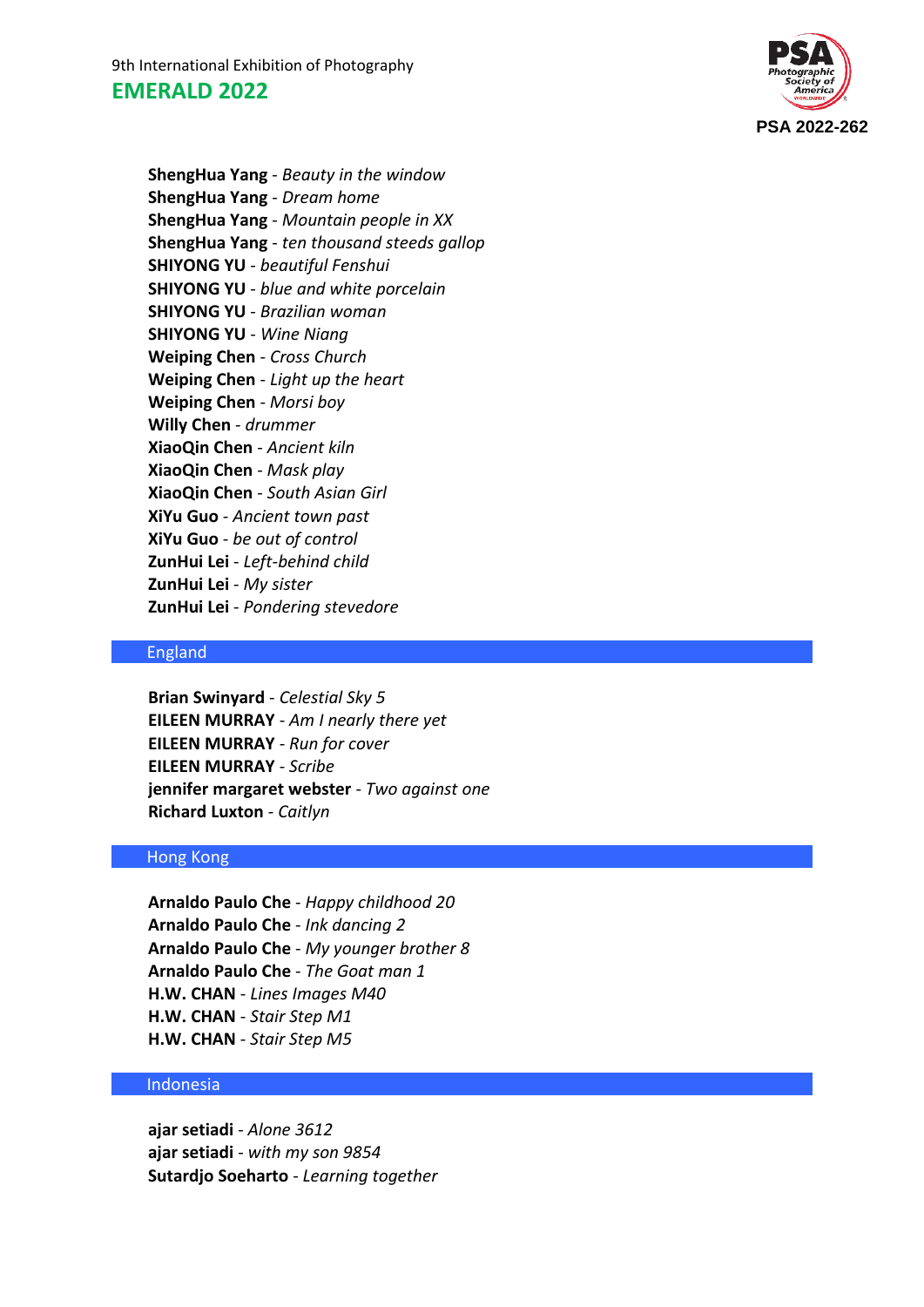**ShengHua Yang** - *Beauty in the window*
**ShengHua Yang** - *Dream home*
**ShengHua Yang** - *Mountain people in XX*
**ShengHua Yang** - *ten thousand steeds gallop*
**SHIYONG YU** - *beautiful Fenshui*
**SHIYONG YU** - *blue and white porcelain*
**SHIYONG YU** - *Brazilian woman*
**SHIYONG YU** - *Wine Niang*
**Weiping Chen** - *Cross Church*
**Weiping Chen** - *Light up the heart*
**Weiping Chen** - *Morsi boy*
**Willy Chen** - *drummer*
**XiaoQin Chen** - *Ancient kiln*
**XiaoQin Chen** - *Mask play*
**XiaoQin Chen** - *South Asian Girl*
**XiYu Guo** - *Ancient town past*
**XiYu Guo** - *be out of control*
**ZunHui Lei** - *Left-behind child*
**ZunHui Lei** - *My sister*
**ZunHui Lei** - *Pondering stevedore*

## England

**Brian Swinyard** - *Celestial Sky 5*
**EILEEN MURRAY** - *Am I nearly there yet*
**EILEEN MURRAY** - *Run for cover*
**EILEEN MURRAY** - *Scribe*
**jennifer margaret webster** - *Two against one*
**Richard Luxton** - *Caitlyn*

## Hong Kong

**Arnaldo Paulo Che** - *Happy childhood 20*
**Arnaldo Paulo Che** - *Ink dancing 2*
**Arnaldo Paulo Che** - *My younger brother 8*
**Arnaldo Paulo Che** - *The Goat man 1*
**H.W. CHAN** - *Lines Images M40*
**H.W. CHAN** - *Stair Step M1*
**H.W. CHAN** - *Stair Step M5*

## Indonesia

**ajar setiadi** - *Alone 3612*
**ajar setiadi** - *with my son 9854*
**Sutardjo Soeharto** - *Learning together*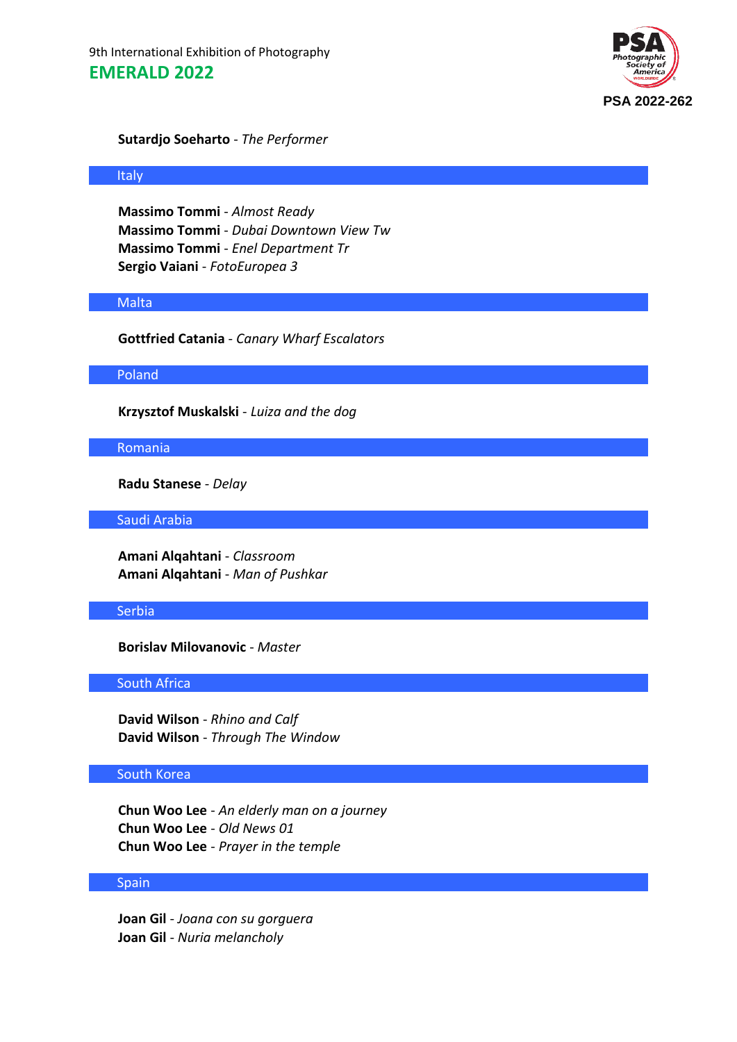**Sutardjo Soeharto** - *The Performer*

## Italy

**Massimo Tommi** - *Almost Ready*
**Massimo Tommi** - *Dubai Downtown View Tw*
**Massimo Tommi** - *Enel Department Tr*
**Sergio Vaiani** - *FotoEuropea 3*

## Malta

**Gottfried Catania** - *Canary Wharf Escalators*

## Poland

**Krzysztof Muskalski** - *Luiza and the dog*

## Romania

**Radu Stanese** - *Delay*

## Saudi Arabia

**Amani Alqahtani** - *Classroom*
**Amani Alqahtani** - *Man of Pushkar*

## Serbia

**Borislav Milovanovic** - *Master*

## South Africa

**David Wilson** - *Rhino and Calf*
**David Wilson** - *Through The Window*

## South Korea

**Chun Woo Lee** - *An elderly man on a journey*
**Chun Woo Lee** - *Old News 01*
**Chun Woo Lee** - *Prayer in the temple*

## Spain

**Joan Gil** - *Joana con su gorguera*
**Joan Gil** - *Nuria melancholy*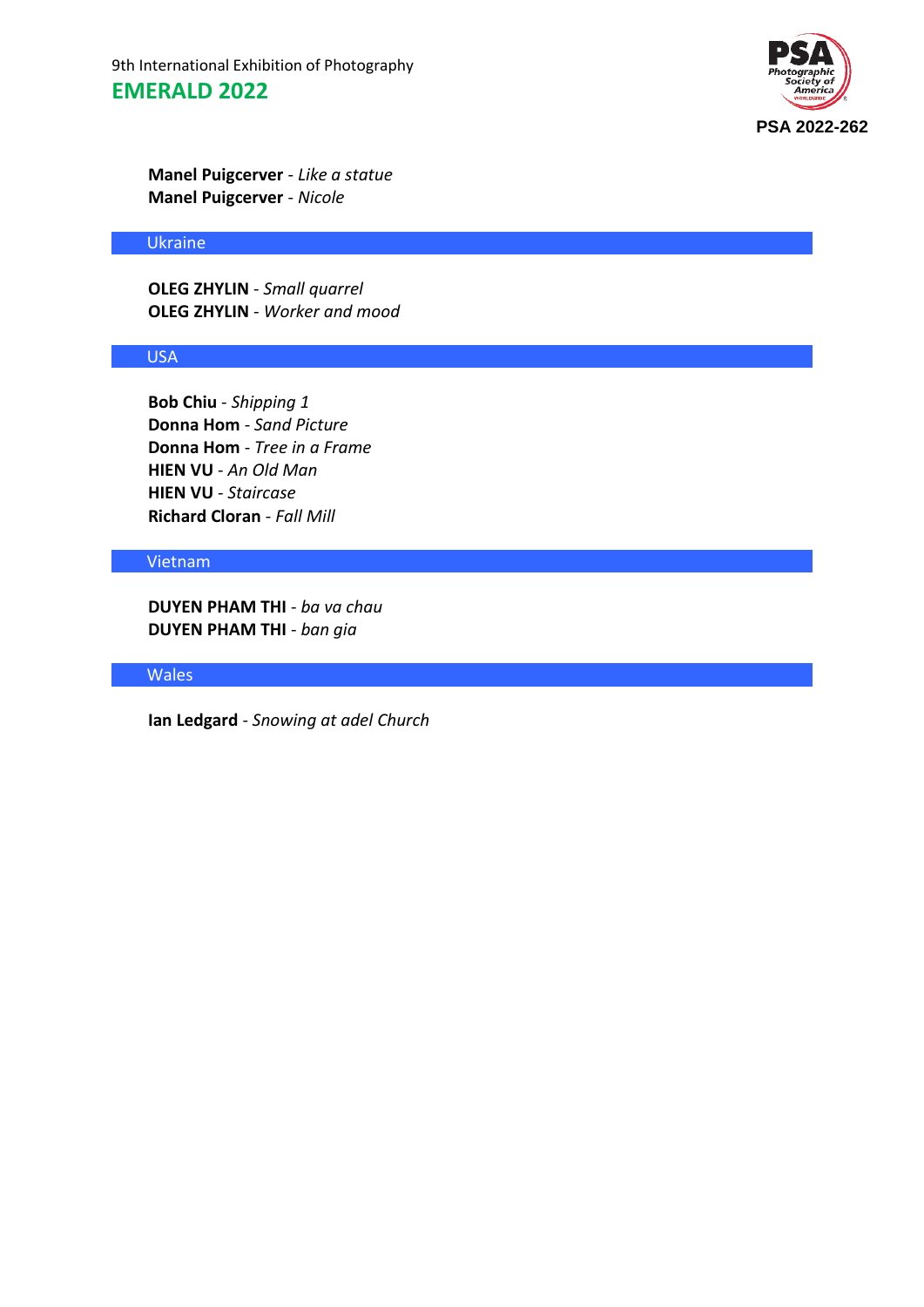**Manel Puigcerver** - *Like a statue*
**Manel Puigcerver** - *Nicole*

## Ukraine

**OLEG ZHYLIN** - *Small quarrel*
**OLEG ZHYLIN** - *Worker and mood*

## USA

**Bob Chiu** - *Shipping 1*
**Donna Hom** - *Sand Picture*
**Donna Hom** - *Tree in a Frame*
**HIEN VU** - *An Old Man*
**HIEN VU** - *Staircase*
**Richard Cloran** - *Fall Mill*

## Vietnam

**DUYEN PHAM THI** - *ba va chau*
**DUYEN PHAM THI** - *ban gia*

## Wales

**Ian Ledgard** - *Snowing at adel Church*